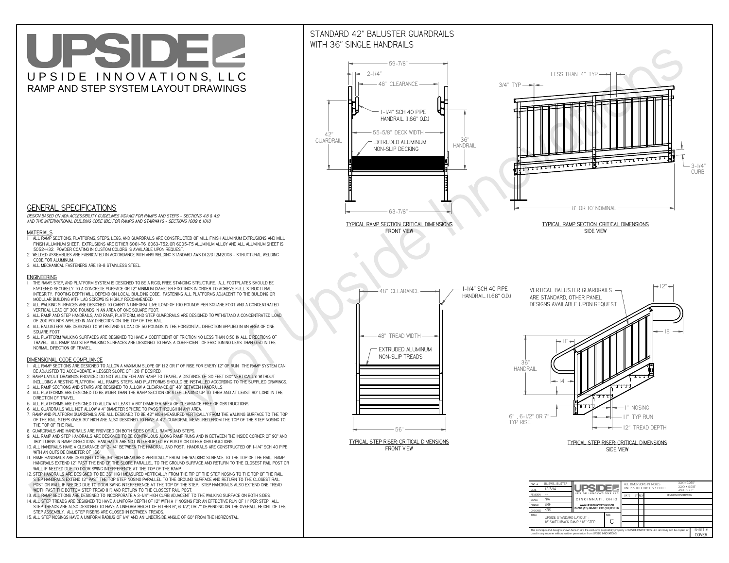# UPSIDE

UPSIDE INNOVATIONS, LLC

RAMP AND STEP SYSTEM LAYOUT DRAWINGS

## GENERAL SPECIFICATIONS

*DESIGN BASED ON ADA ACCESSIBILITY GUIDELINES (ADAAG) FOR RAMPS AND STEPS - SECTIONS 4.8 & 4.9 AND THE INTERNATIONAL BUILDING CODE (IBC) FOR RAMPS AND STAIRWAYS - SECTIONS 1009 & 1010*

### MATERIALS

1. ALL RAMP SECTIONS, PLATFORMS, STEPS, LEGS, AND GUARDRAILS ARE CONSTRUCTED OF MILL FINISH ALUMINUM EXTRUSIONS AND MILL FINISH ALUMINUM SHEET. EXTRUSIONS ARE EITHER 6061-T6, 6063-T52, OR 6005-T5 ALUMINUM ALLOY AND ALL ALUMINUM SHEET IS 5052-H32. POWDER COATING IN CUSTOM COLORS IS AVAILABLE UPON REQUEST.
2. WELDED ASSEMBLIES ARE FABRICATED IN ACCORDANCE WITH ANSI WELDING STANDARD AWS D1.2/D1.2M:2003 - STRUCTURAL WELDING CODE FOR ALUMINUM.
3. ALL MECHANICAL FASTENERS ARE 18-8 STAINLESS STEEL.

### ENGINEERING

1. THE RAMP, STEP, AND PLATFORM SYSTEM IS DESIGNED TO BE A RIGID, FREE STANDING STRUCTURE. ALL FOOTPLATES SHOULD BE FASTENED SECURELY TO A CONCRETE SURFACE OR 12" MINIMUM DIAMETER CONCRETE FOOTINGS IN ORDER TO ACHIEVE FULL STRUCTURAL INTEGRITY. FOOTING DEPTH WILL DEPEND ON LOCAL BUILDING CODE. FASTENING ALL PLATFORMS ADJACENT TO THE BUILDING OR MODULAR BUILDING WITH LAG SCREWS IS HIGHLY RECOMMENDED.
2. ALL WALKING SURFACES ARE DESIGNED TO CARRY A UNIFORM LIVE LOAD OF 100 POUNDS PER SQUARE FOOT AND A CONCENTRATED VERTICAL LOAD OF 300 POUNDS IN AN AREA OF ONE SQUARE FOOT.
3. ALL RAMP AND STEP HANDRAILS, AND RAMP, PLATFORM, AND STEP GUARDRAILS ARE DESIGNED TO WITHSTAND A CONCENTRATED LOAD OF 200 POUNDS APPLIED IN ANY DIRECTION ON THE TOP OF THE RAIL.
4. ALL BALUSTERS ARE DESIGNED TO WITHSTAND A LOAD OF 50 POUNDS IN THE HORIZONTAL DIRECTION APPLIED IN AN AREA OF ONE SQUARE FOOT.
5. ALL PLATFORM WALKING SURFACES ARE DESIGNED TO HAVE A COEFFICIENT OF FRICTION NO LESS THAN 0.50 IN ALL DIRECTIONS OF TRAVEL. ALL RAMP AND STEP WALKING SURFACES ARE DESIGNED TO HAVE A COEFFICIENT OF FRICTION NO LESS THAN 0.50 IN THE NORMAL DIRECTION OF TRAVEL.

### DIMENSIONAL CODE COMPLIANCE

1. ALL RAMP SECTIONS ARE DESIGNED TO ALLOW A MAXIMUM SLOPE OF 1:12 OR 1" OF RISE FOR EVERY 12" OF RUN. THE RAMP SYSTEM CAN BE ADJUSTED TO ACCOMODATE A LESSER SLOPE OF 1:20 IF DESIRED.
2. RAMP LAYOUT DRAWINGS PROVIDED DO NOT ALLOW FOR ANY RAMP TO TRAVEL A DISTANCE OF 30 FEET (30" VERTICALLY) WITHOUT INCLUDING A RESTING PLATFORM. ALL RAMPS, STEPS, AND PLATFORMS SHOULD BE INSTALLED ACCORDING TO THE SUPPLIED DRAWINGS.
3. ALL RAMP SECTIONS AND STAIRS ARE DESIGNED TO ALLOW A CLEARANCE OF 48" BETWEEN HANDRAILS.
4. ALL PLATFORMS ARE DESIGNED TO BE WIDER THAN THE RAMP SECTION OR STEP LEADING UP TO THEM AND AT LEAST 60" LONG IN THE DIRECTION OF TRAVEL.
5. ALL PLATFORMS ARE DESIGNED TO ALLOW AT LEAST A 60" DIAMETER AREA OF CLEARANCE FREE OF OBSTRUCTIONS.
6. ALL GUARDRAILS WILL NOT ALLOW A 4" DIAMETER SPHERE TO PASS THROUGH IN ANY AREA.
7. RAMP AND PLATFORM GUARDRAILS ARE ALL DESIGNED TO BE 42" HIGH MEASURED VERTICALLY FROM THE WALKING SURFACE TO THE TOP OF THE RAIL. STEPS OVER 30" HIGH ARE ALSO DESIGNED TO HAVE A 42" GUARDRAIL MEASURED FROM THE TOP OF THE STEP NOSING TO THE TOP OF THE RAIL.
8. GUARDRAILS AND HANDRAILS ARE PROVIDED ON BOTH SIDES OF ALL RAMPS AND STEPS.
9. ALL RAMP AND STEP HANDRAILS ARE DESIGNED TO BE CONTINUOUS ALONG RAMP RUNS AND IN BETWEEN THE INSIDE CORNER OF 90° AND 180° TURNS IN RAMP DIRECTIONS. HANDRAILS ARE NOT INTERRUPTED BY POSTS OR OTHER OBSTRUCTIONS.
10. ALL HANDRAILS HAVE A CLEARANCE OF 2-1/4" BETWEEN THE HANDRAIL AND POST. HANDRAILS ARE CONSTRUCTED OF 1-1/4" SCH 40 PIPE WITH AN OUTSIDE DIAMETER OF 1.66"
11. RAMP HANDRAILS ARE DESIGNED TO BE 36" HIGH MEASURED VERTICALLY FROM THE WALKING SURFACE TO THE TOP OF THE RAIL. RAMP HANDRAILS EXTEND 12" PAST THE END OF THE SLOPE PARALLEL TO THE GROUND SURFACE AND RETURN TO THE CLOSEST RAIL POST OR WALL IF NEEDED DUE TO DOOR SWING INTERFERENCE AT THE TOP OF THE RAMP.
12. STEP HANDRAILS ARE DESIGNED TO BE 36" HIGH MEASURED VERTICALLY FROM THE TIP OF THE STEP NOSING TO THE TOP OF THE RAIL. STEP HANDRAILS EXTEND 12" PAST THE TOP STEP NOSING PARALLEL TO THE GROUND SURFACE AND RETURN TO THE CLOSEST RAIL POST OR WALL IF NEEDED DUE TO DOOR SWING INTERFERENCE AT THE TOP OF THE STEP. STEP HANDRAILS ALSO EXTEND ONE TREAD WIDTH PAST THE BOTTOM STEP TREAD (11") AND RETURN TO THE CLOSEST RAIL POST.
13. ALL RAMP SECTIONS ARE DESIGNED TO INCORPORATE A 3-1/4" HIGH CURB ADJACENT TO THE WALKING SURFACE ON BOTH SIDES.
14. ALL STEP TREADS ARE DESIGNED TO HAVE A UNIFORM DEPTH OF 12" WITH A 1" NOSING FOR AN EFFECTIVE RUN OF 11" PER STEP. ALL STEP TREADS ARE ALSO DESIGNED TO HAVE A UNIFORM HEIGHT OF EITHER 6", 6-1/2", OR 7" DEPENDING ON THE OVERALL HEIGHT OF THE STEP ASSEMBLY. ALL STEP RISERS ARE CLOSED IN BETWEEN TREADS.
15. ALL STEP NOSINGS HAVE A UNIFORM RADIUS OF 1/4" AND AN UNDERSIDE ANGLE OF 60° FROM THE HORIZONTAL.

## STANDARD 42" BALUSTER GUARDRAILS WITH 36" SINGLE HANDRAILS

59-7/8" · 2-1/4" · 48" CLEARANCE · 1-1/4" SCH 40 PIPE HANDRAIL (1.66" O.D.) · 42" GUARDRAIL · 55-5/8" DECK WIDTH · 36" HANDRAIL · EXTRUDED ALUMINUM NON-SLIP DECKING · 63-7/8"

TYPICAL RAMP SECTION: CRITICAL DIMENSIONS
FRONT VIEW

LESS THAN 4" TYP · 3/4" TYP · 3-1/4" CURB · 8' OR 10' NOMINAL

TYPICAL RAMP SECTION: CRITICAL DIMENSIONS
SIDE VIEW

48" CLEARANCE · 1-1/4" SCH 40 PIPE HANDRAIL (1.66" O.D.) · 48" TREAD WIDTH · EXTRUDED ALUMINUM NON-SLIP TREADS · 56"

TYPICAL STEP RISER: CRITICAL DIMENSIONS
FRONT VIEW

VERTICAL BALUSTER GUARDRAILS ARE STANDARD, OTHER PANEL DESIGNS AVAILABLE UPON REQUEST · 12" · 18" · 11" · 36" HANDRAIL · 14" · 1" NOSING · 6", 6-1/2" OR 7" TYP RISE · 11" TYP RUN · 12" TREAD DEPTH

TYPICAL STEP RISER: CRITICAL DIMENSIONS
SIDE VIEW

| DWG # | 18_SWB_18_STEP | | ALL DIMENSIONS IN INCHES UNLESS OTHERWISE SPECIFIED | X.XX = 0.060" X.XXX = 0.015" ANGLES = 1° |
|---|---|---|---|---|
| DATE | 12/6/14 | UPSIDE INNOVATIONS LLC | | |
| REVISION | --- | CINCINNATI, OHIO | DATE / BY / REV | REVISION DESCRIPTION |
| SCALE | N/A | WWW.UPSIDEINNOVATIONS.COM PHONE: (513) 889-2492 FAX: (513) 672-2124 | | |
| DRAWN | SRF | | | |
| CHECKED | KRS | | | |
| TITLE | UPSIDE STANDARD LAYOUT - 18' SWITCHBACK RAMP / 18" STEP | SIZE C | | |

The concepts and designs shown here-in are the exclusive proprietary property of UPSIDE INNOVATIONS LLC and may not be copied or used in any manner without written permission from UPSIDE INNOVATIONS.

SHEET # COVER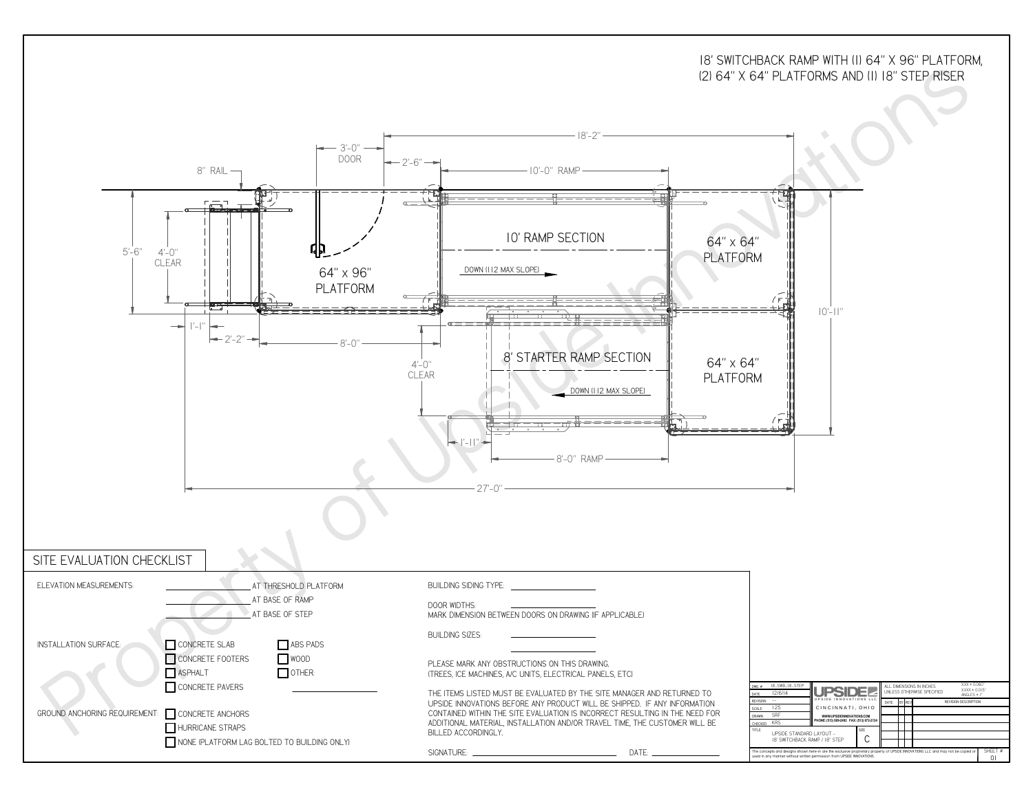# 18' SWITCHBACK RAMP WITH (1) 64" X 96" PLATFORM, (2) 64" X 64" PLATFORMS AND (1) 18" STEP RISER

18'-2"

3'-0"
DOOR

2'-6"

10'-0" RAMP

8" RAIL

5'-6"

4'-0"
CLEAR

64" x 96"
PLATFORM

10' RAMP SECTION

DOWN (1:12 MAX SLOPE)

64" x 64"
PLATFORM

10'-11"

1'-1"

2'-2"

8'-0"

4'-0"
CLEAR

8' STARTER RAMP SECTION

DOWN (1:12 MAX SLOPE)

64" x 64"
PLATFORM

1'-11"

8'-0" RAMP

27'-0"

Property of Upside Innovations

## SITE EVALUATION CHECKLIST

ELEVATION MEASUREMENTS: ____________ AT THRESHOLD PLATFORM
____________ AT BASE OF RAMP
____________ AT BASE OF STEP

INSTALLATION SURFACE:
- ☐ CONCRETE SLAB
- ☐ CONCRETE FOOTERS
- ☐ ASPHALT
- ☐ CONCRETE PAVERS
- ☐ ABS PADS
- ☐ WOOD
- ☐ OTHER ____________

GROUND ANCHORING REQUIREMENT:
- ☐ CONCRETE ANCHORS
- ☐ HURRICANE STRAPS
- ☐ NONE (PLATFORM LAG BOLTED TO BUILDING ONLY)

BUILDING SIDING TYPE: ____________

DOOR WIDTHS: ____________
MARK DIMENSION BETWEEN DOORS ON DRAWING (IF APPLICABLE)

BUILDING SIZES: ____________
____________

PLEASE MARK ANY OBSTRUCTIONS ON THIS DRAWING.
(TREES, ICE MACHINES, A/C UNITS, ELECTRICAL PANELS, ETC)

THE ITEMS LISTED MUST BE EVALUATED BY THE SITE MANAGER AND RETURNED TO UPSIDE INNOVATIONS BEFORE ANY PRODUCT WILL BE SHIPPED. IF ANY INFORMATION CONTAINED WITHIN THE SITE EVALUATION IS INCORRECT RESULTING IN THE NEED FOR ADDITIONAL MATERIAL, INSTALLATION AND/OR TRAVEL TIME, THE CUSTOMER WILL BE BILLED ACCORDINGLY.

SIGNATURE: ____________ DATE: ____________

| | |
|---|---|
| DWG # | 18_SWB_18_STEP |
| DATE | 12/6/14 |
| REVISION | --- |
| SCALE | 1:25 |
| DRAWN | SRF |
| CHECKED | KRS |

UPSIDE
UPSIDE INNOVATIONS LLC
CINCINNATI, OHIO
WWW.UPSIDEINNOVATIONS.COM
PHONE:(513) 889-2492 FAX:(513) 672-2124

ALL DIMENSIONS IN INCHES UNLESS OTHERWISE SPECIFIED
X.XX ± 0.060"
X.XXX ± 0.015"
ANGLES ± 1°

| DATE | BY | REV | REVISION DESCRIPTION |
|---|---|---|---|

TITLE: UPSIDE STANDARD LAYOUT - 18' SWITCHBACK RAMP / 18" STEP

SIZE: C

The concepts and designs shown here-in are the exclusive proprietary property of UPSIDE INNOVATIONS LLC and may not be copied or used in any manner without written permission from UPSIDE INNOVATIONS.

SHEET # 01